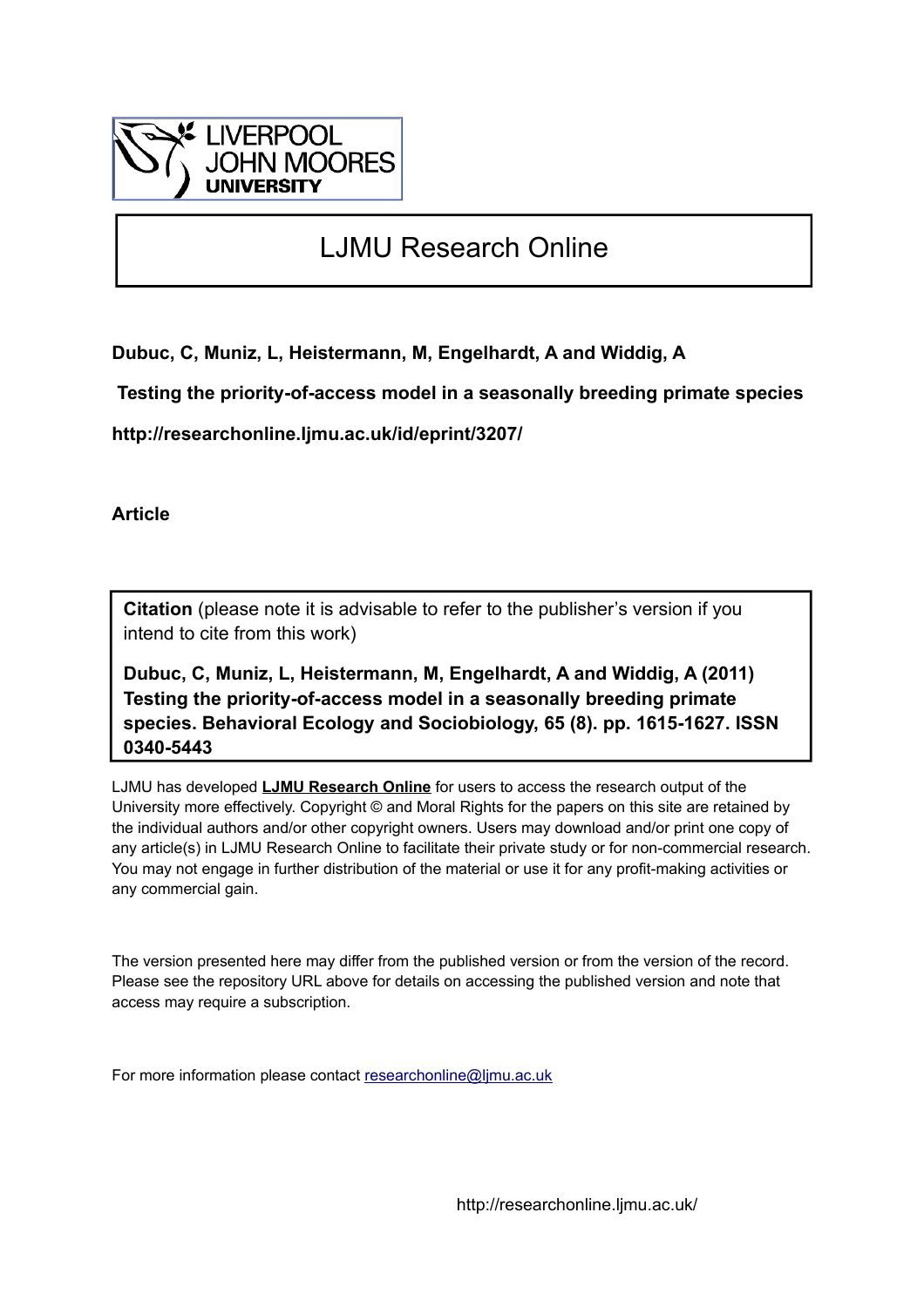LIVERPOOL JOHN MOORES UNIVERSITY

# LJMU Research Online

**Dubuc, C, Muniz, L, Heistermann, M, Engelhardt, A and Widdig, A**

**Testing the priority-of-access model in a seasonally breeding primate species**

**http://researchonline.ljmu.ac.uk/id/eprint/3207/**

**Article**

**Citation** (please note it is advisable to refer to the publisher's version if you intend to cite from this work)

**Dubuc, C, Muniz, L, Heistermann, M, Engelhardt, A and Widdig, A (2011) Testing the priority-of-access model in a seasonally breeding primate species. Behavioral Ecology and Sociobiology, 65 (8). pp. 1615-1627. ISSN 0340-5443**

LJMU has developed **LJMU Research Online** for users to access the research output of the University more effectively. Copyright © and Moral Rights for the papers on this site are retained by the individual authors and/or other copyright owners. Users may download and/or print one copy of any article(s) in LJMU Research Online to facilitate their private study or for non-commercial research. You may not engage in further distribution of the material or use it for any profit-making activities or any commercial gain.

The version presented here may differ from the published version or from the version of the record. Please see the repository URL above for details on accessing the published version and note that access may require a subscription.

For more information please contact researchonline@ljmu.ac.uk

http://researchonline.ljmu.ac.uk/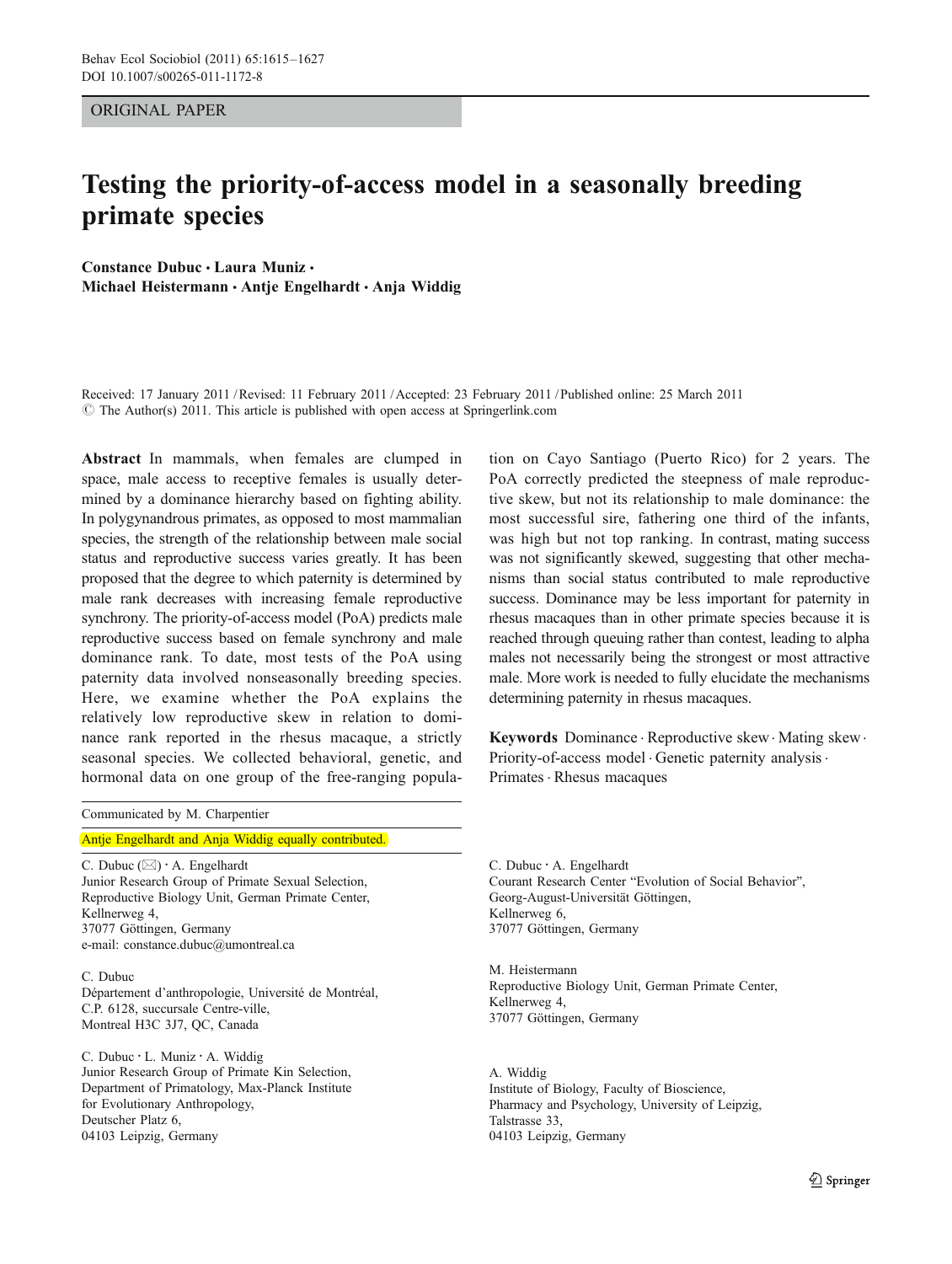ORIGINAL PAPER

# Testing the priority-of-access model in a seasonally breeding primate species

**Constance Dubuc · Laura Muniz · Michael Heistermann · Antje Engelhardt · Anja Widdig**

Received: 17 January 2011 / Revised: 11 February 2011 / Accepted: 23 February 2011 / Published online: 25 March 2011
© The Author(s) 2011. This article is published with open access at Springerlink.com

**Abstract** In mammals, when females are clumped in space, male access to receptive females is usually determined by a dominance hierarchy based on fighting ability. In polygynandrous primates, as opposed to most mammalian species, the strength of the relationship between male social status and reproductive success varies greatly. It has been proposed that the degree to which paternity is determined by male rank decreases with increasing female reproductive synchrony. The priority-of-access model (PoA) predicts male reproductive success based on female synchrony and male dominance rank. To date, most tests of the PoA using paternity data involved nonseasonally breeding species. Here, we examine whether the PoA explains the relatively low reproductive skew in relation to dominance rank reported in the rhesus macaque, a strictly seasonal species. We collected behavioral, genetic, and hormonal data on one group of the free-ranging population on Cayo Santiago (Puerto Rico) for 2 years. The PoA correctly predicted the steepness of male reproductive skew, but not its relationship to male dominance: the most successful sire, fathering one third of the infants, was high but not top ranking. In contrast, mating success was not significantly skewed, suggesting that other mechanisms than social status contributed to male reproductive success. Dominance may be less important for paternity in rhesus macaques than in other primate species because it is reached through queuing rather than contest, leading to alpha males not necessarily being the strongest or most attractive male. More work is needed to fully elucidate the mechanisms determining paternity in rhesus macaques.

**Keywords** Dominance · Reproductive skew · Mating skew · Priority-of-access model · Genetic paternity analysis · Primates · Rhesus macaques

Communicated by M. Charpentier

Antje Engelhardt and Anja Widdig equally contributed.

C. Dubuc (✉) · A. Engelhardt
Junior Research Group of Primate Sexual Selection, Reproductive Biology Unit, German Primate Center, Kellnerweg 4, 37077 Göttingen, Germany
e-mail: constance.dubuc@umontreal.ca

C. Dubuc
Département d'anthropologie, Université de Montréal, C.P. 6128, succursale Centre-ville, Montreal H3C 3J7, QC, Canada

C. Dubuc · L. Muniz · A. Widdig
Junior Research Group of Primate Kin Selection, Department of Primatology, Max-Planck Institute for Evolutionary Anthropology, Deutscher Platz 6, 04103 Leipzig, Germany

C. Dubuc · A. Engelhardt
Courant Research Center "Evolution of Social Behavior", Georg-August-Universität Göttingen, Kellnerweg 6, 37077 Göttingen, Germany

M. Heistermann
Reproductive Biology Unit, German Primate Center, Kellnerweg 4, 37077 Göttingen, Germany

A. Widdig
Institute of Biology, Faculty of Bioscience, Pharmacy and Psychology, University of Leipzig, Talstrasse 33, 04103 Leipzig, Germany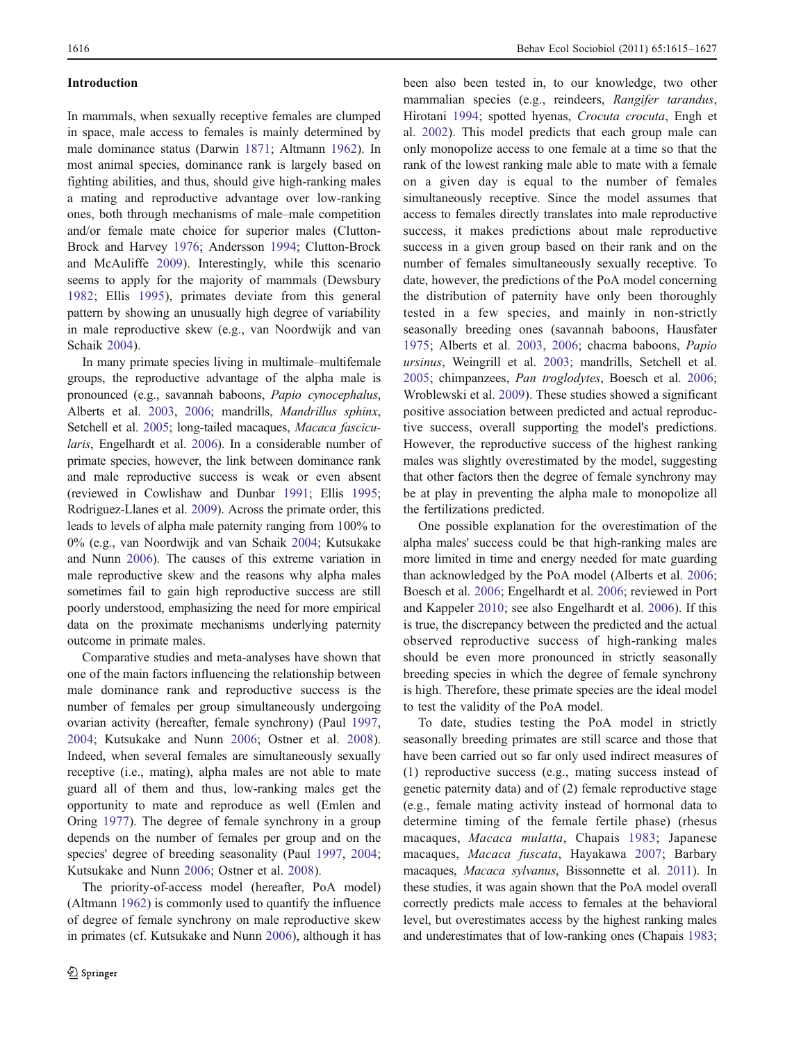## Introduction

In mammals, when sexually receptive females are clumped in space, male access to females is mainly determined by male dominance status (Darwin 1871; Altmann 1962). In most animal species, dominance rank is largely based on fighting abilities, and thus, should give high-ranking males a mating and reproductive advantage over low-ranking ones, both through mechanisms of male–male competition and/or female mate choice for superior males (Clutton-Brock and Harvey 1976; Andersson 1994; Clutton-Brock and McAuliffe 2009). Interestingly, while this scenario seems to apply for the majority of mammals (Dewsbury 1982; Ellis 1995), primates deviate from this general pattern by showing an unusually high degree of variability in male reproductive skew (e.g., van Noordwijk and van Schaik 2004).

In many primate species living in multimale–multifemale groups, the reproductive advantage of the alpha male is pronounced (e.g., savannah baboons, *Papio cynocephalus*, Alberts et al. 2003, 2006; mandrills, *Mandrillus sphinx*, Setchell et al. 2005; long-tailed macaques, *Macaca fascicularis*, Engelhardt et al. 2006). In a considerable number of primate species, however, the link between dominance rank and male reproductive success is weak or even absent (reviewed in Cowlishaw and Dunbar 1991; Ellis 1995; Rodriguez-Llanes et al. 2009). Across the primate order, this leads to levels of alpha male paternity ranging from 100% to 0% (e.g., van Noordwijk and van Schaik 2004; Kutsukake and Nunn 2006). The causes of this extreme variation in male reproductive skew and the reasons why alpha males sometimes fail to gain high reproductive success are still poorly understood, emphasizing the need for more empirical data on the proximate mechanisms underlying paternity outcome in primate males.

Comparative studies and meta-analyses have shown that one of the main factors influencing the relationship between male dominance rank and reproductive success is the number of females per group simultaneously undergoing ovarian activity (hereafter, female synchrony) (Paul 1997, 2004; Kutsukake and Nunn 2006; Ostner et al. 2008). Indeed, when several females are simultaneously sexually receptive (i.e., mating), alpha males are not able to mate guard all of them and thus, low-ranking males get the opportunity to mate and reproduce as well (Emlen and Oring 1977). The degree of female synchrony in a group depends on the number of females per group and on the species' degree of breeding seasonality (Paul 1997, 2004; Kutsukake and Nunn 2006; Ostner et al. 2008).

The priority-of-access model (hereafter, PoA model) (Altmann 1962) is commonly used to quantify the influence of degree of female synchrony on male reproductive skew in primates (cf. Kutsukake and Nunn 2006), although it has been also been tested in, to our knowledge, two other mammalian species (e.g., reindeers, *Rangifer tarandus*, Hirotani 1994; spotted hyenas, *Crocuta crocuta*, Engh et al. 2002). This model predicts that each group male can only monopolize access to one female at a time so that the rank of the lowest ranking male able to mate with a female on a given day is equal to the number of females simultaneously receptive. Since the model assumes that access to females directly translates into male reproductive success, it makes predictions about male reproductive success in a given group based on their rank and on the number of females simultaneously sexually receptive. To date, however, the predictions of the PoA model concerning the distribution of paternity have only been thoroughly tested in a few species, and mainly in non-strictly seasonally breeding ones (savannah baboons, Hausfater 1975; Alberts et al. 2003, 2006; chacma baboons, *Papio ursinus*, Weingrill et al. 2003; mandrills, Setchell et al. 2005; chimpanzees, *Pan troglodytes*, Boesch et al. 2006; Wroblewski et al. 2009). These studies showed a significant positive association between predicted and actual reproductive success, overall supporting the model's predictions. However, the reproductive success of the highest ranking males was slightly overestimated by the model, suggesting that other factors then the degree of female synchrony may be at play in preventing the alpha male to monopolize all the fertilizations predicted.

One possible explanation for the overestimation of the alpha males' success could be that high-ranking males are more limited in time and energy needed for mate guarding than acknowledged by the PoA model (Alberts et al. 2006; Boesch et al. 2006; Engelhardt et al. 2006; reviewed in Port and Kappeler 2010; see also Engelhardt et al. 2006). If this is true, the discrepancy between the predicted and the actual observed reproductive success of high-ranking males should be even more pronounced in strictly seasonally breeding species in which the degree of female synchrony is high. Therefore, these primate species are the ideal model to test the validity of the PoA model.

To date, studies testing the PoA model in strictly seasonally breeding primates are still scarce and those that have been carried out so far only used indirect measures of (1) reproductive success (e.g., mating success instead of genetic paternity data) and of (2) female reproductive stage (e.g., female mating activity instead of hormonal data to determine timing of the female fertile phase) (rhesus macaques, *Macaca mulatta*, Chapais 1983; Japanese macaques, *Macaca fuscata*, Hayakawa 2007; Barbary macaques, *Macaca sylvanus*, Bissonnette et al. 2011). In these studies, it was again shown that the PoA model overall correctly predicts male access to females at the behavioral level, but overestimates access by the highest ranking males and underestimates that of low-ranking ones (Chapais 1983;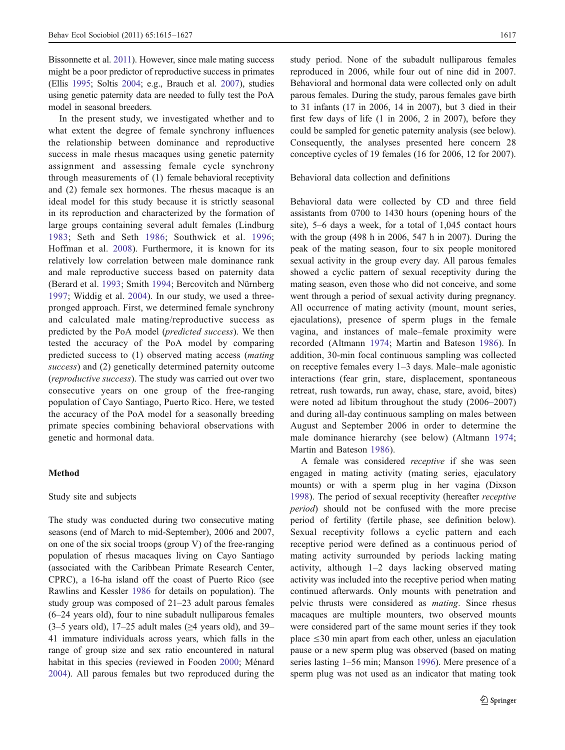Bissonnette et al. 2011). However, since male mating success might be a poor predictor of reproductive success in primates (Ellis 1995; Soltis 2004; e.g., Brauch et al. 2007), studies using genetic paternity data are needed to fully test the PoA model in seasonal breeders.

In the present study, we investigated whether and to what extent the degree of female synchrony influences the relationship between dominance and reproductive success in male rhesus macaques using genetic paternity assignment and assessing female cycle synchrony through measurements of (1) female behavioral receptivity and (2) female sex hormones. The rhesus macaque is an ideal model for this study because it is strictly seasonal in its reproduction and characterized by the formation of large groups containing several adult females (Lindburg 1983; Seth and Seth 1986; Southwick et al. 1996; Hoffman et al. 2008). Furthermore, it is known for its relatively low correlation between male dominance rank and male reproductive success based on paternity data (Berard et al. 1993; Smith 1994; Bercovitch and Nürnberg 1997; Widdig et al. 2004). In our study, we used a three-pronged approach. First, we determined female synchrony and calculated male mating/reproductive success as predicted by the PoA model (*predicted success*). We then tested the accuracy of the PoA model by comparing predicted success to (1) observed mating access (*mating success*) and (2) genetically determined paternity outcome (*reproductive success*). The study was carried out over two consecutive years on one group of the free-ranging population of Cayo Santiago, Puerto Rico. Here, we tested the accuracy of the PoA model for a seasonally breeding primate species combining behavioral observations with genetic and hormonal data.

## Method

### Study site and subjects

The study was conducted during two consecutive mating seasons (end of March to mid-September), 2006 and 2007, on one of the six social troops (group V) of the free-ranging population of rhesus macaques living on Cayo Santiago (associated with the Caribbean Primate Research Center, CPRC), a 16-ha island off the coast of Puerto Rico (see Rawlins and Kessler 1986 for details on population). The study group was composed of 21–23 adult parous females (6–24 years old), four to nine subadult nulliparous females (3–5 years old), 17–25 adult males (≥4 years old), and 39–41 immature individuals across years, which falls in the range of group size and sex ratio encountered in natural habitat in this species (reviewed in Fooden 2000; Ménard 2004). All parous females but two reproduced during the study period. None of the subadult nulliparous females reproduced in 2006, while four out of nine did in 2007. Behavioral and hormonal data were collected only on adult parous females. During the study, parous females gave birth to 31 infants (17 in 2006, 14 in 2007), but 3 died in their first few days of life (1 in 2006, 2 in 2007), before they could be sampled for genetic paternity analysis (see below). Consequently, the analyses presented here concern 28 conceptive cycles of 19 females (16 for 2006, 12 for 2007).

### Behavioral data collection and definitions

Behavioral data were collected by CD and three field assistants from 0700 to 1430 hours (opening hours of the site), 5–6 days a week, for a total of 1,045 contact hours with the group (498 h in 2006, 547 h in 2007). During the peak of the mating season, four to six people monitored sexual activity in the group every day. All parous females showed a cyclic pattern of sexual receptivity during the mating season, even those who did not conceive, and some went through a period of sexual activity during pregnancy. All occurrence of mating activity (mount, mount series, ejaculations), presence of sperm plugs in the female vagina, and instances of male–female proximity were recorded (Altmann 1974; Martin and Bateson 1986). In addition, 30-min focal continuous sampling was collected on receptive females every 1–3 days. Male–male agonistic interactions (fear grin, stare, displacement, spontaneous retreat, rush towards, run away, chase, stare, avoid, bites) were noted ad libitum throughout the study (2006–2007) and during all-day continuous sampling on males between August and September 2006 in order to determine the male dominance hierarchy (see below) (Altmann 1974; Martin and Bateson 1986).

A female was considered *receptive* if she was seen engaged in mating activity (mating series, ejaculatory mounts) or with a sperm plug in her vagina (Dixson 1998). The period of sexual receptivity (hereafter *receptive period*) should not be confused with the more precise period of fertility (fertile phase, see definition below). Sexual receptivity follows a cyclic pattern and each receptive period were defined as a continuous period of mating activity surrounded by periods lacking mating activity, although 1–2 days lacking observed mating activity was included into the receptive period when mating continued afterwards. Only mounts with penetration and pelvic thrusts were considered as *mating*. Since rhesus macaques are multiple mounters, two observed mounts were considered part of the same mount series if they took place ≤30 min apart from each other, unless an ejaculation pause or a new sperm plug was observed (based on mating series lasting 1–56 min; Manson 1996). Mere presence of a sperm plug was not used as an indicator that mating took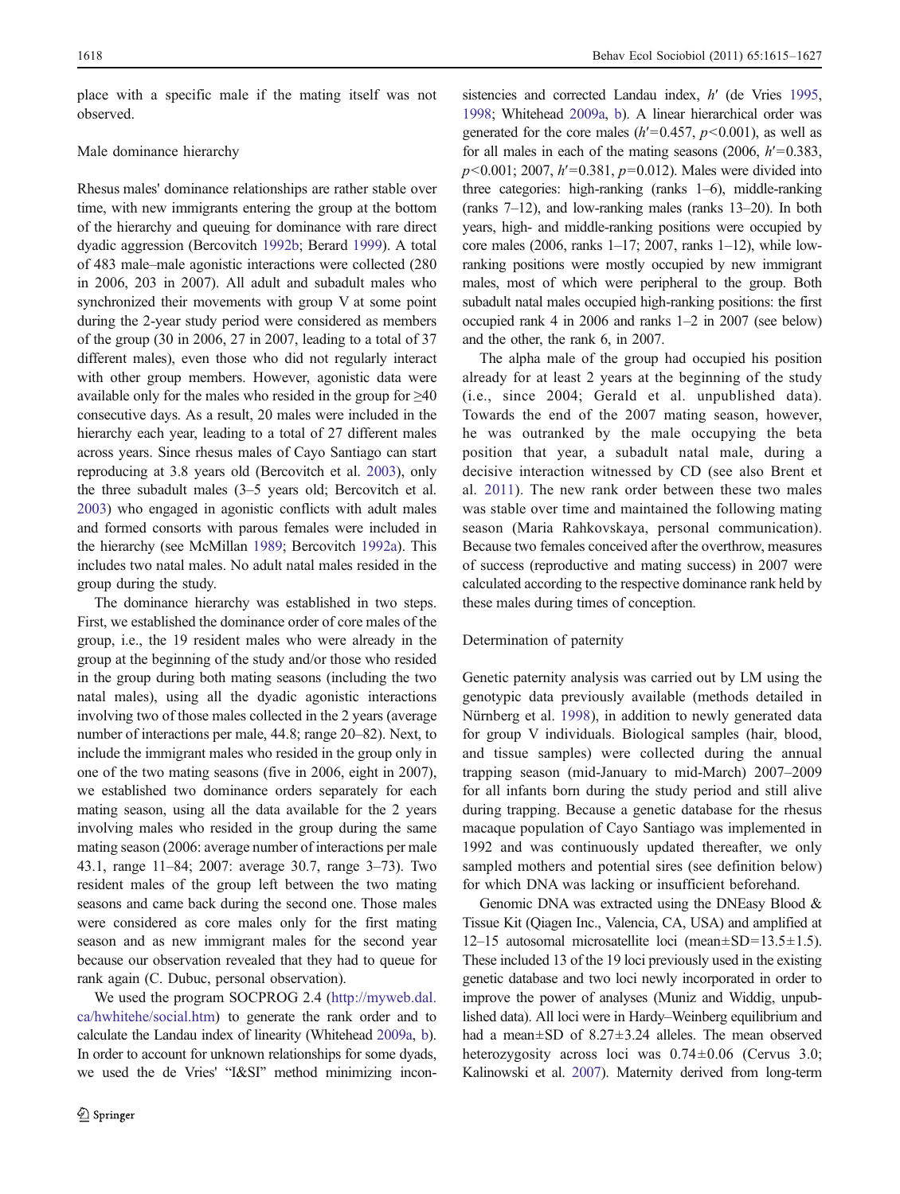place with a specific male if the mating itself was not observed.

### Male dominance hierarchy

Rhesus males' dominance relationships are rather stable over time, with new immigrants entering the group at the bottom of the hierarchy and queuing for dominance with rare direct dyadic aggression (Bercovitch 1992b; Berard 1999). A total of 483 male–male agonistic interactions were collected (280 in 2006, 203 in 2007). All adult and subadult males who synchronized their movements with group V at some point during the 2-year study period were considered as members of the group (30 in 2006, 27 in 2007, leading to a total of 37 different males), even those who did not regularly interact with other group members. However, agonistic data were available only for the males who resided in the group for ≥40 consecutive days. As a result, 20 males were included in the hierarchy each year, leading to a total of 27 different males across years. Since rhesus males of Cayo Santiago can start reproducing at 3.8 years old (Bercovitch et al. 2003), only the three subadult males (3–5 years old; Bercovitch et al. 2003) who engaged in agonistic conflicts with adult males and formed consorts with parous females were included in the hierarchy (see McMillan 1989; Bercovitch 1992a). This includes two natal males. No adult natal males resided in the group during the study.

The dominance hierarchy was established in two steps. First, we established the dominance order of core males of the group, i.e., the 19 resident males who were already in the group at the beginning of the study and/or those who resided in the group during both mating seasons (including the two natal males), using all the dyadic agonistic interactions involving two of those males collected in the 2 years (average number of interactions per male, 44.8; range 20–82). Next, to include the immigrant males who resided in the group only in one of the two mating seasons (five in 2006, eight in 2007), we established two dominance orders separately for each mating season, using all the data available for the 2 years involving males who resided in the group during the same mating season (2006: average number of interactions per male 43.1, range 11–84; 2007: average 30.7, range 3–73). Two resident males of the group left between the two mating seasons and came back during the second one. Those males were considered as core males only for the first mating season and as new immigrant males for the second year because our observation revealed that they had to queue for rank again (C. Dubuc, personal observation).

We used the program SOCPROG 2.4 (http://myweb.dal.ca/hwhitehe/social.htm) to generate the rank order and to calculate the Landau index of linearity (Whitehead 2009a, b). In order to account for unknown relationships for some dyads, we used the de Vries' "I&SI" method minimizing inconsistencies and corrected Landau index, $h'$ (de Vries 1995, 1998; Whitehead 2009a, b). A linear hierarchical order was generated for the core males ($h'=0.457$, $p<0.001$), as well as for all males in each of the mating seasons (2006, $h'=0.383$, $p<0.001$; 2007, $h'=0.381$, $p=0.012$). Males were divided into three categories: high-ranking (ranks 1–6), middle-ranking (ranks 7–12), and low-ranking males (ranks 13–20). In both years, high- and middle-ranking positions were occupied by core males (2006, ranks 1–17; 2007, ranks 1–12), while low-ranking positions were mostly occupied by new immigrant males, most of which were peripheral to the group. Both subadult natal males occupied high-ranking positions: the first occupied rank 4 in 2006 and ranks 1–2 in 2007 (see below) and the other, the rank 6, in 2007.

The alpha male of the group had occupied his position already for at least 2 years at the beginning of the study (i.e., since 2004; Gerald et al. unpublished data). Towards the end of the 2007 mating season, however, he was outranked by the male occupying the beta position that year, a subadult natal male, during a decisive interaction witnessed by CD (see also Brent et al. 2011). The new rank order between these two males was stable over time and maintained the following mating season (Maria Rahkovskaya, personal communication). Because two females conceived after the overthrow, measures of success (reproductive and mating success) in 2007 were calculated according to the respective dominance rank held by these males during times of conception.

### Determination of paternity

Genetic paternity analysis was carried out by LM using the genotypic data previously available (methods detailed in Nürnberg et al. 1998), in addition to newly generated data for group V individuals. Biological samples (hair, blood, and tissue samples) were collected during the annual trapping season (mid-January to mid-March) 2007–2009 for all infants born during the study period and still alive during trapping. Because a genetic database for the rhesus macaque population of Cayo Santiago was implemented in 1992 and was continuously updated thereafter, we only sampled mothers and potential sires (see definition below) for which DNA was lacking or insufficient beforehand.

Genomic DNA was extracted using the DNEasy Blood & Tissue Kit (Qiagen Inc., Valencia, CA, USA) and amplified at 12–15 autosomal microsatellite loci (mean±SD=13.5±1.5). These included 13 of the 19 loci previously used in the existing genetic database and two loci newly incorporated in order to improve the power of analyses (Muniz and Widdig, unpublished data). All loci were in Hardy–Weinberg equilibrium and had a mean±SD of 8.27±3.24 alleles. The mean observed heterozygosity across loci was 0.74±0.06 (Cervus 3.0; Kalinowski et al. 2007). Maternity derived from long-term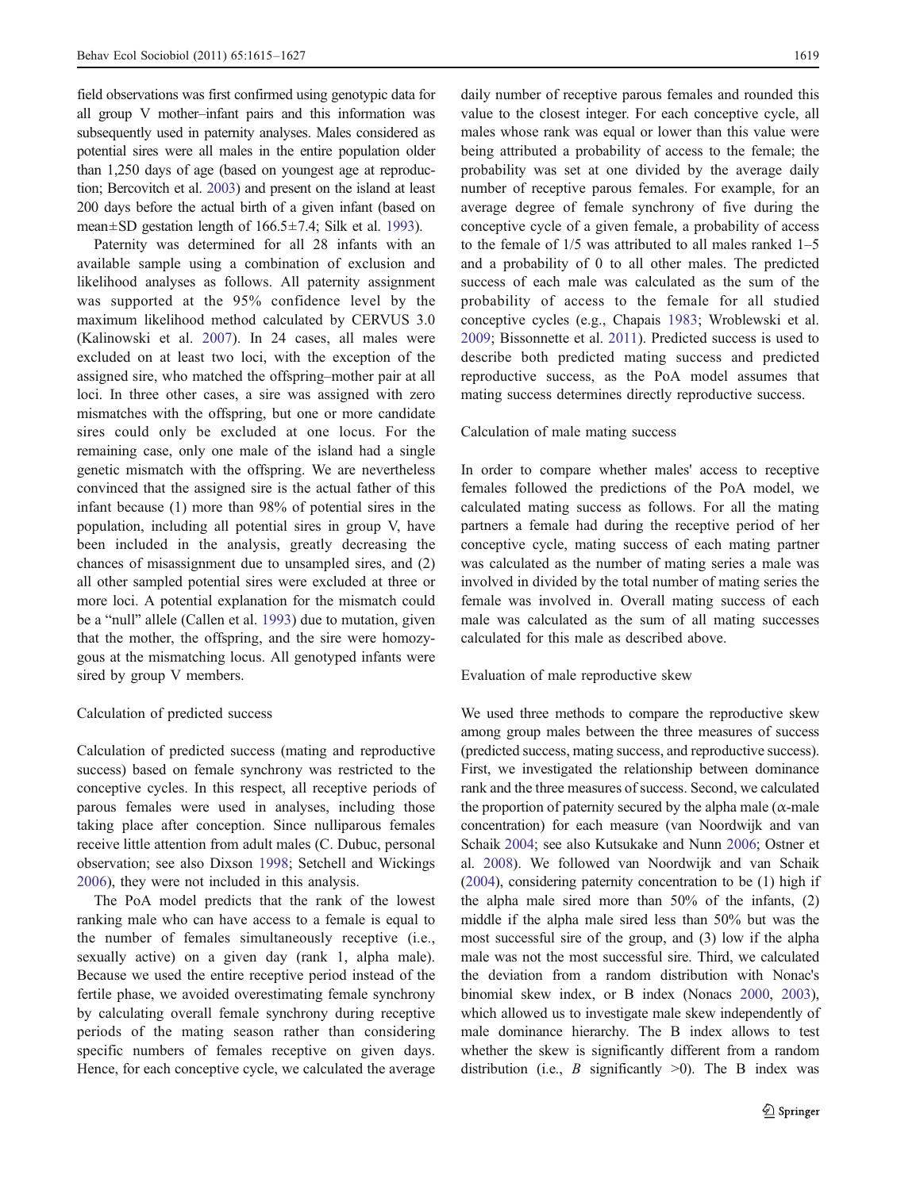field observations was first confirmed using genotypic data for all group V mother–infant pairs and this information was subsequently used in paternity analyses. Males considered as potential sires were all males in the entire population older than 1,250 days of age (based on youngest age at reproduction; Bercovitch et al. 2003) and present on the island at least 200 days before the actual birth of a given infant (based on mean±SD gestation length of 166.5±7.4; Silk et al. 1993).

Paternity was determined for all 28 infants with an available sample using a combination of exclusion and likelihood analyses as follows. All paternity assignment was supported at the 95% confidence level by the maximum likelihood method calculated by CERVUS 3.0 (Kalinowski et al. 2007). In 24 cases, all males were excluded on at least two loci, with the exception of the assigned sire, who matched the offspring–mother pair at all loci. In three other cases, a sire was assigned with zero mismatches with the offspring, but one or more candidate sires could only be excluded at one locus. For the remaining case, only one male of the island had a single genetic mismatch with the offspring. We are nevertheless convinced that the assigned sire is the actual father of this infant because (1) more than 98% of potential sires in the population, including all potential sires in group V, have been included in the analysis, greatly decreasing the chances of misassignment due to unsampled sires, and (2) all other sampled potential sires were excluded at three or more loci. A potential explanation for the mismatch could be a "null" allele (Callen et al. 1993) due to mutation, given that the mother, the offspring, and the sire were homozygous at the mismatching locus. All genotyped infants were sired by group V members.

### Calculation of predicted success

Calculation of predicted success (mating and reproductive success) based on female synchrony was restricted to the conceptive cycles. In this respect, all receptive periods of parous females were used in analyses, including those taking place after conception. Since nulliparous females receive little attention from adult males (C. Dubuc, personal observation; see also Dixson 1998; Setchell and Wickings 2006), they were not included in this analysis.

The PoA model predicts that the rank of the lowest ranking male who can have access to a female is equal to the number of females simultaneously receptive (i.e., sexually active) on a given day (rank 1, alpha male). Because we used the entire receptive period instead of the fertile phase, we avoided overestimating female synchrony by calculating overall female synchrony during receptive periods of the mating season rather than considering specific numbers of females receptive on given days. Hence, for each conceptive cycle, we calculated the average daily number of receptive parous females and rounded this value to the closest integer. For each conceptive cycle, all males whose rank was equal or lower than this value were being attributed a probability of access to the female; the probability was set at one divided by the average daily number of receptive parous females. For example, for an average degree of female synchrony of five during the conceptive cycle of a given female, a probability of access to the female of 1/5 was attributed to all males ranked 1–5 and a probability of 0 to all other males. The predicted success of each male was calculated as the sum of the probability of access to the female for all studied conceptive cycles (e.g., Chapais 1983; Wroblewski et al. 2009; Bissonnette et al. 2011). Predicted success is used to describe both predicted mating success and predicted reproductive success, as the PoA model assumes that mating success determines directly reproductive success.

### Calculation of male mating success

In order to compare whether males' access to receptive females followed the predictions of the PoA model, we calculated mating success as follows. For all the mating partners a female had during the receptive period of her conceptive cycle, mating success of each mating partner was calculated as the number of mating series a male was involved in divided by the total number of mating series the female was involved in. Overall mating success of each male was calculated as the sum of all mating successes calculated for this male as described above.

### Evaluation of male reproductive skew

We used three methods to compare the reproductive skew among group males between the three measures of success (predicted success, mating success, and reproductive success). First, we investigated the relationship between dominance rank and the three measures of success. Second, we calculated the proportion of paternity secured by the alpha male ($\alpha$-male concentration) for each measure (van Noordwijk and van Schaik 2004; see also Kutsukake and Nunn 2006; Ostner et al. 2008). We followed van Noordwijk and van Schaik (2004), considering paternity concentration to be (1) high if the alpha male sired more than 50% of the infants, (2) middle if the alpha male sired less than 50% but was the most successful sire of the group, and (3) low if the alpha male was not the most successful sire. Third, we calculated the deviation from a random distribution with Nonac's binomial skew index, or B index (Nonacs 2000, 2003), which allowed us to investigate male skew independently of male dominance hierarchy. The B index allows to test whether the skew is significantly different from a random distribution (i.e., $B$ significantly >0). The B index was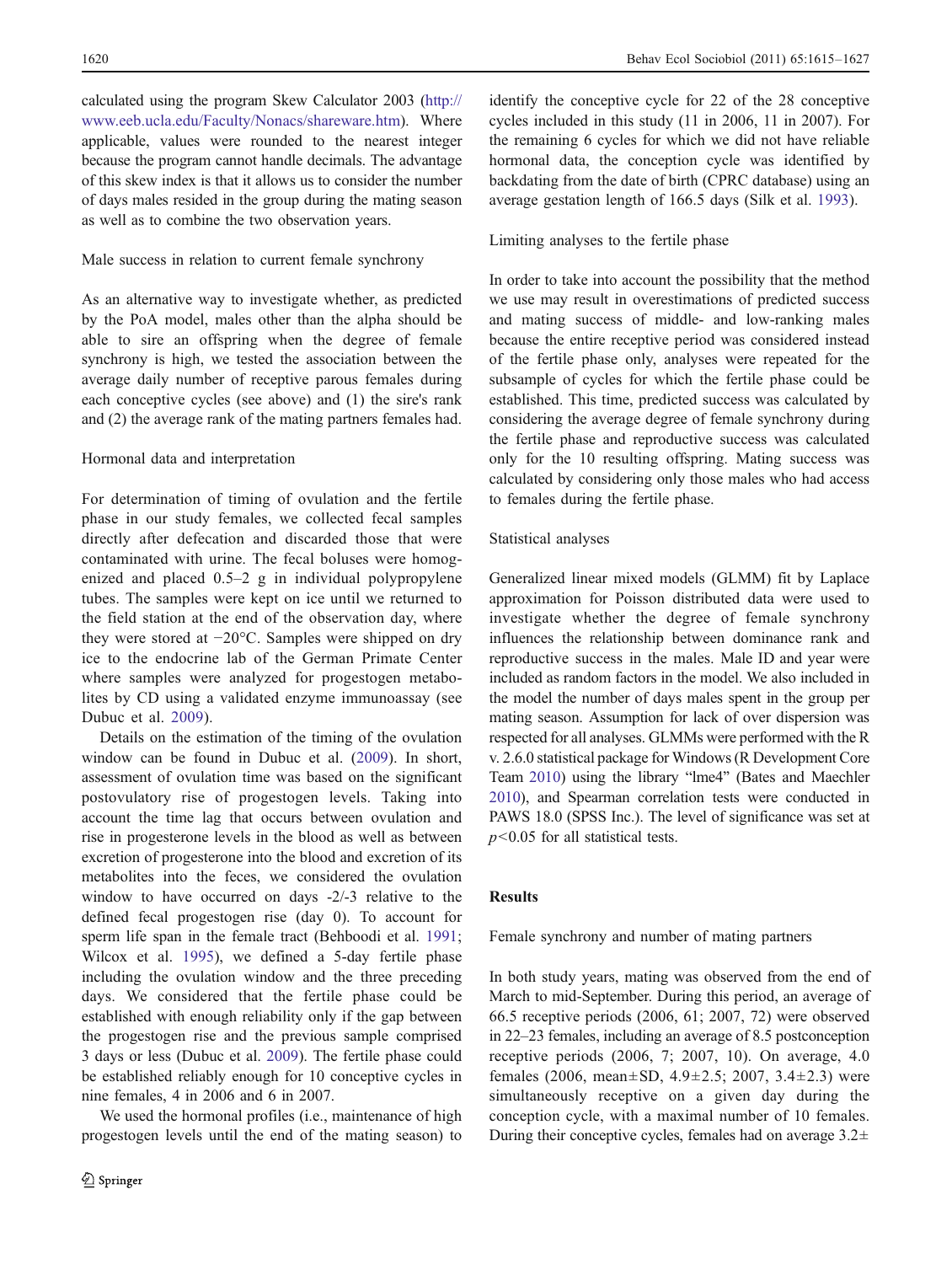calculated using the program Skew Calculator 2003 (http://www.eeb.ucla.edu/Faculty/Nonacs/shareware.htm). Where applicable, values were rounded to the nearest integer because the program cannot handle decimals. The advantage of this skew index is that it allows us to consider the number of days males resided in the group during the mating season as well as to combine the two observation years.

### Male success in relation to current female synchrony

As an alternative way to investigate whether, as predicted by the PoA model, males other than the alpha should be able to sire an offspring when the degree of female synchrony is high, we tested the association between the average daily number of receptive parous females during each conceptive cycles (see above) and (1) the sire's rank and (2) the average rank of the mating partners females had.

### Hormonal data and interpretation

For determination of timing of ovulation and the fertile phase in our study females, we collected fecal samples directly after defecation and discarded those that were contaminated with urine. The fecal boluses were homogenized and placed 0.5–2 g in individual polypropylene tubes. The samples were kept on ice until we returned to the field station at the end of the observation day, where they were stored at −20°C. Samples were shipped on dry ice to the endocrine lab of the German Primate Center where samples were analyzed for progestogen metabolites by CD using a validated enzyme immunoassay (see Dubuc et al. 2009).

Details on the estimation of the timing of the ovulation window can be found in Dubuc et al. (2009). In short, assessment of ovulation time was based on the significant postovulatory rise of progestogen levels. Taking into account the time lag that occurs between ovulation and rise in progesterone levels in the blood as well as between excretion of progesterone into the blood and excretion of its metabolites into the feces, we considered the ovulation window to have occurred on days -2/-3 relative to the defined fecal progestogen rise (day 0). To account for sperm life span in the female tract (Behboodi et al. 1991; Wilcox et al. 1995), we defined a 5-day fertile phase including the ovulation window and the three preceding days. We considered that the fertile phase could be established with enough reliability only if the gap between the progestogen rise and the previous sample comprised 3 days or less (Dubuc et al. 2009). The fertile phase could be established reliably enough for 10 conceptive cycles in nine females, 4 in 2006 and 6 in 2007.

We used the hormonal profiles (i.e., maintenance of high progestogen levels until the end of the mating season) to identify the conceptive cycle for 22 of the 28 conceptive cycles included in this study (11 in 2006, 11 in 2007). For the remaining 6 cycles for which we did not have reliable hormonal data, the conception cycle was identified by backdating from the date of birth (CPRC database) using an average gestation length of 166.5 days (Silk et al. 1993).

### Limiting analyses to the fertile phase

In order to take into account the possibility that the method we use may result in overestimations of predicted success and mating success of middle- and low-ranking males because the entire receptive period was considered instead of the fertile phase only, analyses were repeated for the subsample of cycles for which the fertile phase could be established. This time, predicted success was calculated by considering the average degree of female synchrony during the fertile phase and reproductive success was calculated only for the 10 resulting offspring. Mating success was calculated by considering only those males who had access to females during the fertile phase.

### Statistical analyses

Generalized linear mixed models (GLMM) fit by Laplace approximation for Poisson distributed data were used to investigate whether the degree of female synchrony influences the relationship between dominance rank and reproductive success in the males. Male ID and year were included as random factors in the model. We also included in the model the number of days males spent in the group per mating season. Assumption for lack of over dispersion was respected for all analyses. GLMMs were performed with the R v. 2.6.0 statistical package for Windows (R Development Core Team 2010) using the library "lme4" (Bates and Maechler 2010), and Spearman correlation tests were conducted in PAWS 18.0 (SPSS Inc.). The level of significance was set at $p<0.05$ for all statistical tests.

## Results

### Female synchrony and number of mating partners

In both study years, mating was observed from the end of March to mid-September. During this period, an average of 66.5 receptive periods (2006, 61; 2007, 72) were observed in 22–23 females, including an average of 8.5 postconception receptive periods (2006, 7; 2007, 10). On average, 4.0 females (2006, mean±SD, 4.9±2.5; 2007, 3.4±2.3) were simultaneously receptive on a given day during the conception cycle, with a maximal number of 10 females. During their conceptive cycles, females had on average 3.2±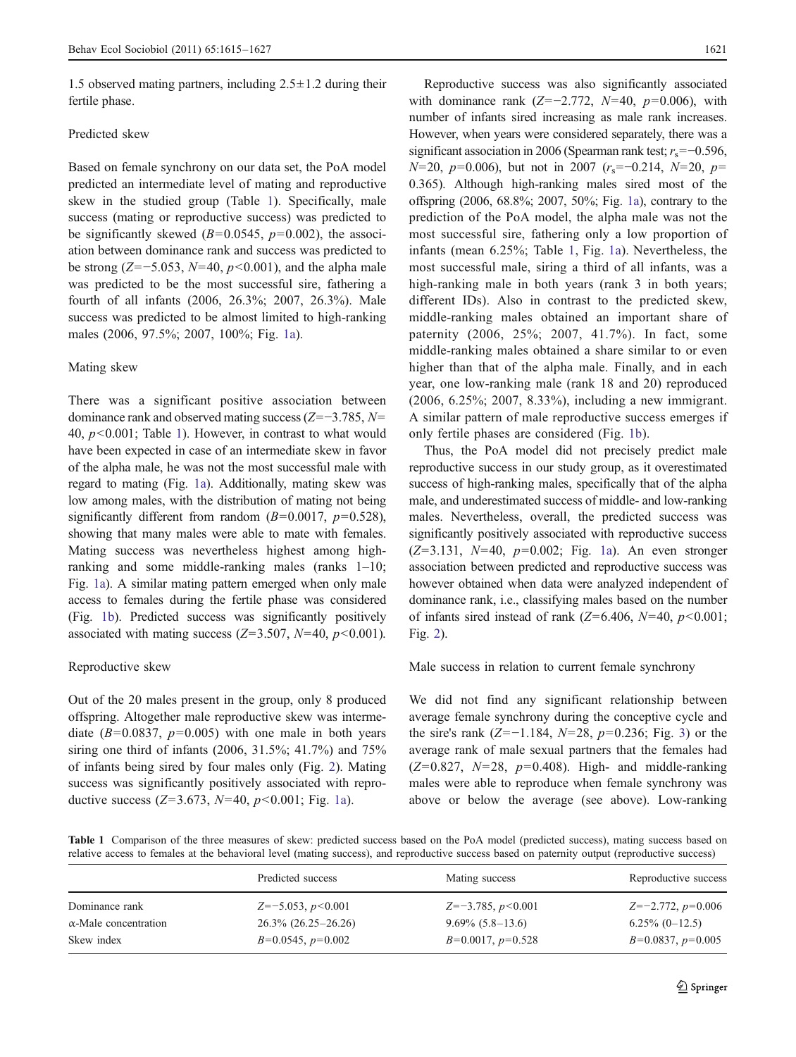1.5 observed mating partners, including 2.5±1.2 during their fertile phase.

### Predicted skew

Based on female synchrony on our data set, the PoA model predicted an intermediate level of mating and reproductive skew in the studied group (Table 1). Specifically, male success (mating or reproductive success) was predicted to be significantly skewed ($B$=0.0545, $p$=0.002), the association between dominance rank and success was predicted to be strong ($Z$=−5.053, $N$=40, $p$<0.001), and the alpha male was predicted to be the most successful sire, fathering a fourth of all infants (2006, 26.3%; 2007, 26.3%). Male success was predicted to be almost limited to high-ranking males (2006, 97.5%; 2007, 100%; Fig. 1a).

### Mating skew

There was a significant positive association between dominance rank and observed mating success ($Z$=−3.785, $N$=40, $p$<0.001; Table 1). However, in contrast to what would have been expected in case of an intermediate skew in favor of the alpha male, he was not the most successful male with regard to mating (Fig. 1a). Additionally, mating skew was low among males, with the distribution of mating not being significantly different from random ($B$=0.0017, $p$=0.528), showing that many males were able to mate with females. Mating success was nevertheless highest among high-ranking and some middle-ranking males (ranks 1–10; Fig. 1a). A similar mating pattern emerged when only male access to females during the fertile phase was considered (Fig. 1b). Predicted success was significantly positively associated with mating success ($Z$=3.507, $N$=40, $p$<0.001).

### Reproductive skew

Out of the 20 males present in the group, only 8 produced offspring. Altogether male reproductive skew was intermediate ($B$=0.0837, $p$=0.005) with one male in both years siring one third of infants (2006, 31.5%; 41.7%) and 75% of infants being sired by four males only (Fig. 2). Mating success was significantly positively associated with reproductive success ($Z$=3.673, $N$=40, $p$<0.001; Fig. 1a).

Reproductive success was also significantly associated with dominance rank ($Z$=−2.772, $N$=40, $p$=0.006), with number of infants sired increasing as male rank increases. However, when years were considered separately, there was a significant association in 2006 (Spearman rank test; $r_s$=−0.596, $N$=20, $p$=0.006), but not in 2007 ($r_s$=−0.214, $N$=20, $p$=0.365). Although high-ranking males sired most of the offspring (2006, 68.8%; 2007, 50%; Fig. 1a), contrary to the prediction of the PoA model, the alpha male was not the most successful sire, fathering only a low proportion of infants (mean 6.25%; Table 1, Fig. 1a). Nevertheless, the most successful male, siring a third of all infants, was a high-ranking male in both years (rank 3 in both years; different IDs). Also in contrast to the predicted skew, middle-ranking males obtained an important share of paternity (2006, 25%; 2007, 41.7%). In fact, some middle-ranking males obtained a share similar to or even higher than that of the alpha male. Finally, and in each year, one low-ranking male (rank 18 and 20) reproduced (2006, 6.25%; 2007, 8.33%), including a new immigrant. A similar pattern of male reproductive success emerges if only fertile phases are considered (Fig. 1b).

Thus, the PoA model did not precisely predict male reproductive success in our study group, as it overestimated success of high-ranking males, specifically that of the alpha male, and underestimated success of middle- and low-ranking males. Nevertheless, overall, the predicted success was significantly positively associated with reproductive success ($Z$=3.131, $N$=40, $p$=0.002; Fig. 1a). An even stronger association between predicted and reproductive success was however obtained when data were analyzed independent of dominance rank, i.e., classifying males based on the number of infants sired instead of rank ($Z$=6.406, $N$=40, $p$<0.001; Fig. 2).

### Male success in relation to current female synchrony

We did not find any significant relationship between average female synchrony during the conceptive cycle and the sire's rank ($Z$=−1.184, $N$=28, $p$=0.236; Fig. 3) or the average rank of male sexual partners that the females had ($Z$=0.827, $N$=28, $p$=0.408). High- and middle-ranking males were able to reproduce when female synchrony was above or below the average (see above). Low-ranking

**Table 1** Comparison of the three measures of skew: predicted success based on the PoA model (predicted success), mating success based on relative access to females at the behavioral level (mating success), and reproductive success based on paternity output (reproductive success)

| | Predicted success | Mating success | Reproductive success |
|---|---|---|---|
| Dominance rank | $Z$=−5.053, $p$<0.001 | $Z$=−3.785, $p$<0.001 | $Z$=−2.772, $p$=0.006 |
| α-Male concentration | 26.3% (26.25–26.26) | 9.69% (5.8–13.6) | 6.25% (0–12.5) |
| Skew index | $B$=0.0545, $p$=0.002 | $B$=0.0017, $p$=0.528 | $B$=0.0837, $p$=0.005 |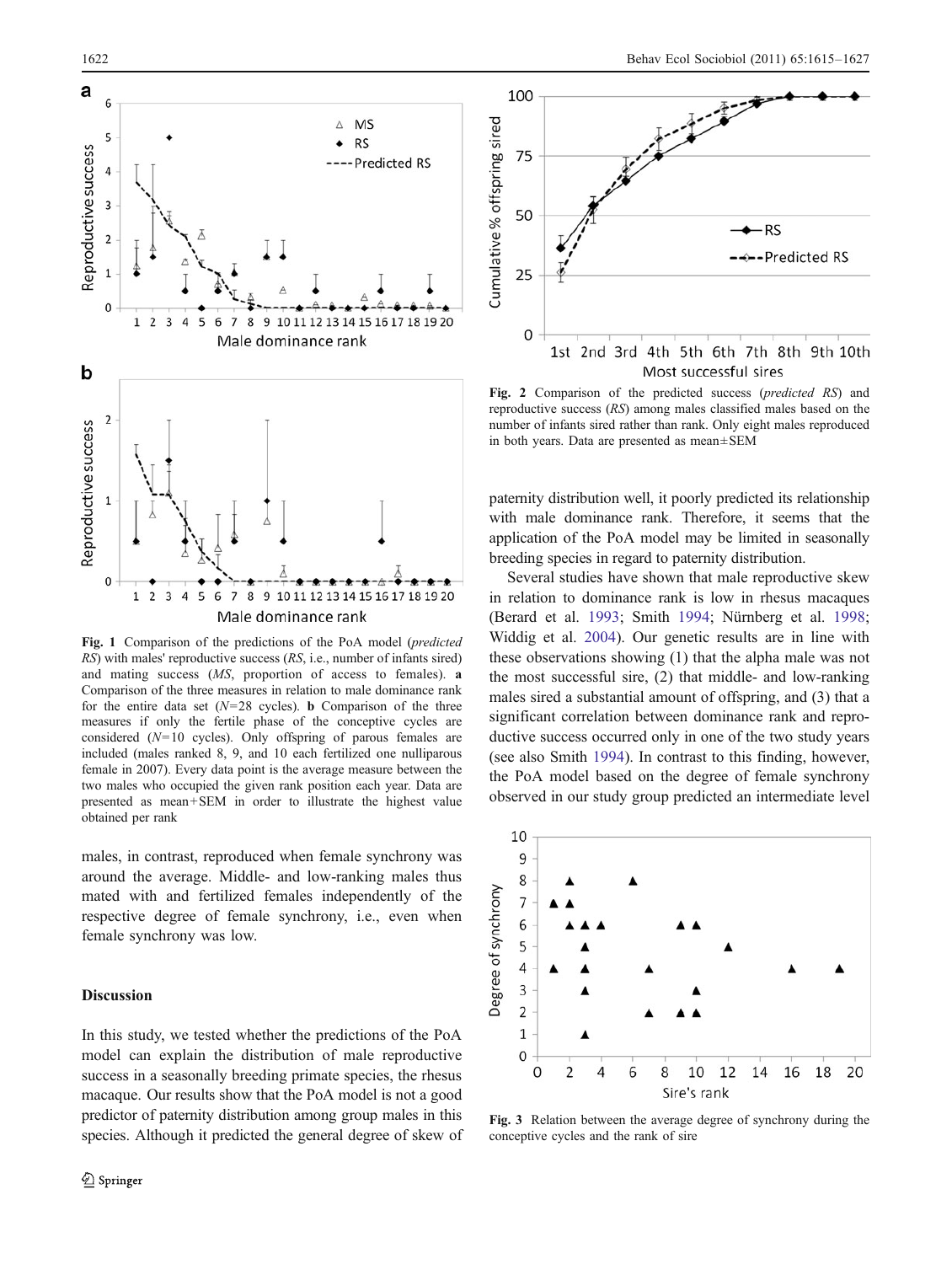Fig. 1 Comparison of the predictions of the PoA model (*predicted RS*) with males' reproductive success (*RS*, i.e., number of infants sired) and mating success (*MS*, proportion of access to females). **a** Comparison of the three measures in relation to male dominance rank for the entire data set (*N*=28 cycles). **b** Comparison of the three measures if only the fertile phase of the conceptive cycles are considered (*N*=10 cycles). Only offspring of parous females are included (males ranked 8, 9, and 10 each fertilized one nulliparous female in 2007). Every data point is the average measure between the two males who occupied the given rank position each year. Data are presented as mean+SEM in order to illustrate the highest value obtained per rank

males, in contrast, reproduced when female synchrony was around the average. Middle- and low-ranking males thus mated with and fertilized females independently of the respective degree of female synchrony, i.e., even when female synchrony was low.

## Discussion

In this study, we tested whether the predictions of the PoA model can explain the distribution of male reproductive success in a seasonally breeding primate species, the rhesus macaque. Our results show that the PoA model is not a good predictor of paternity distribution among group males in this species. Although it predicted the general degree of skew of paternity distribution well, it poorly predicted its relationship with male dominance rank. Therefore, it seems that the application of the PoA model may be limited in seasonally breeding species in regard to paternity distribution.

Several studies have shown that male reproductive skew in relation to dominance rank is low in rhesus macaques (Berard et al. 1993; Smith 1994; Nürnberg et al. 1998; Widdig et al. 2004). Our genetic results are in line with these observations showing (1) that the alpha male was not the most successful sire, (2) that middle- and low-ranking males sired a substantial amount of offspring, and (3) that a significant correlation between dominance rank and reproductive success occurred only in one of the two study years (see also Smith 1994). In contrast to this finding, however, the PoA model based on the degree of female synchrony observed in our study group predicted an intermediate level

Fig. 2 Comparison of the predicted success (*predicted RS*) and reproductive success (*RS*) among males classified males based on the number of infants sired rather than rank. Only eight males reproduced in both years. Data are presented as mean±SEM

Fig. 3 Relation between the average degree of synchrony during the conceptive cycles and the rank of sire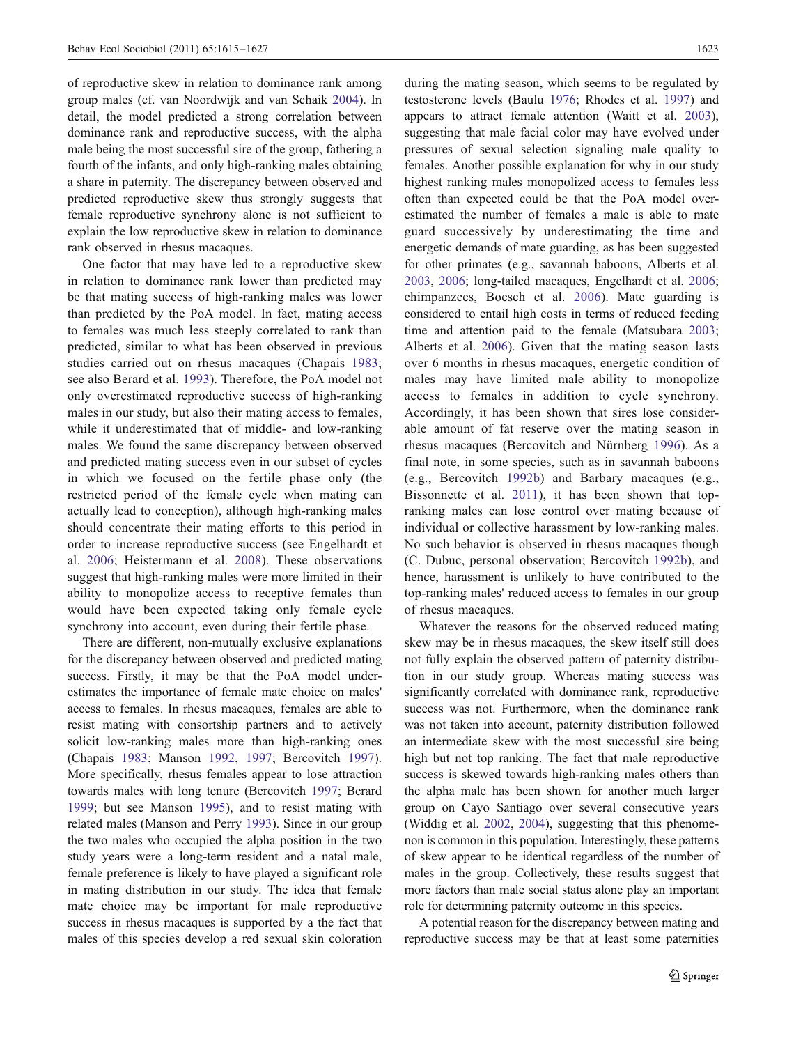of reproductive skew in relation to dominance rank among group males (cf. van Noordwijk and van Schaik 2004). In detail, the model predicted a strong correlation between dominance rank and reproductive success, with the alpha male being the most successful sire of the group, fathering a fourth of the infants, and only high-ranking males obtaining a share in paternity. The discrepancy between observed and predicted reproductive skew thus strongly suggests that female reproductive synchrony alone is not sufficient to explain the low reproductive skew in relation to dominance rank observed in rhesus macaques.

One factor that may have led to a reproductive skew in relation to dominance rank lower than predicted may be that mating success of high-ranking males was lower than predicted by the PoA model. In fact, mating access to females was much less steeply correlated to rank than predicted, similar to what has been observed in previous studies carried out on rhesus macaques (Chapais 1983; see also Berard et al. 1993). Therefore, the PoA model not only overestimated reproductive success of high-ranking males in our study, but also their mating access to females, while it underestimated that of middle- and low-ranking males. We found the same discrepancy between observed and predicted mating success even in our subset of cycles in which we focused on the fertile phase only (the restricted period of the female cycle when mating can actually lead to conception), although high-ranking males should concentrate their mating efforts to this period in order to increase reproductive success (see Engelhardt et al. 2006; Heistermann et al. 2008). These observations suggest that high-ranking males were more limited in their ability to monopolize access to receptive females than would have been expected taking only female cycle synchrony into account, even during their fertile phase.

There are different, non-mutually exclusive explanations for the discrepancy between observed and predicted mating success. Firstly, it may be that the PoA model underestimates the importance of female mate choice on males' access to females. In rhesus macaques, females are able to resist mating with consortship partners and to actively solicit low-ranking males more than high-ranking ones (Chapais 1983; Manson 1992, 1997; Bercovitch 1997). More specifically, rhesus females appear to lose attraction towards males with long tenure (Bercovitch 1997; Berard 1999; but see Manson 1995), and to resist mating with related males (Manson and Perry 1993). Since in our group the two males who occupied the alpha position in the two study years were a long-term resident and a natal male, female preference is likely to have played a significant role in mating distribution in our study. The idea that female mate choice may be important for male reproductive success in rhesus macaques is supported by a the fact that males of this species develop a red sexual skin coloration during the mating season, which seems to be regulated by testosterone levels (Baulu 1976; Rhodes et al. 1997) and appears to attract female attention (Waitt et al. 2003), suggesting that male facial color may have evolved under pressures of sexual selection signaling male quality to females. Another possible explanation for why in our study highest ranking males monopolized access to females less often than expected could be that the PoA model overestimated the number of females a male is able to mate guard successively by underestimating the time and energetic demands of mate guarding, as has been suggested for other primates (e.g., savannah baboons, Alberts et al. 2003, 2006; long-tailed macaques, Engelhardt et al. 2006; chimpanzees, Boesch et al. 2006). Mate guarding is considered to entail high costs in terms of reduced feeding time and attention paid to the female (Matsubara 2003; Alberts et al. 2006). Given that the mating season lasts over 6 months in rhesus macaques, energetic condition of males may have limited male ability to monopolize access to females in addition to cycle synchrony. Accordingly, it has been shown that sires lose considerable amount of fat reserve over the mating season in rhesus macaques (Bercovitch and Nürnberg 1996). As a final note, in some species, such as in savannah baboons (e.g., Bercovitch 1992b) and Barbary macaques (e.g., Bissonnette et al. 2011), it has been shown that top-ranking males can lose control over mating because of individual or collective harassment by low-ranking males. No such behavior is observed in rhesus macaques though (C. Dubuc, personal observation; Bercovitch 1992b), and hence, harassment is unlikely to have contributed to the top-ranking males' reduced access to females in our group of rhesus macaques.

Whatever the reasons for the observed reduced mating skew may be in rhesus macaques, the skew itself still does not fully explain the observed pattern of paternity distribution in our study group. Whereas mating success was significantly correlated with dominance rank, reproductive success was not. Furthermore, when the dominance rank was not taken into account, paternity distribution followed an intermediate skew with the most successful sire being high but not top ranking. The fact that male reproductive success is skewed towards high-ranking males others than the alpha male has been shown for another much larger group on Cayo Santiago over several consecutive years (Widdig et al. 2002, 2004), suggesting that this phenomenon is common in this population. Interestingly, these patterns of skew appear to be identical regardless of the number of males in the group. Collectively, these results suggest that more factors than male social status alone play an important role for determining paternity outcome in this species.

A potential reason for the discrepancy between mating and reproductive success may be that at least some paternities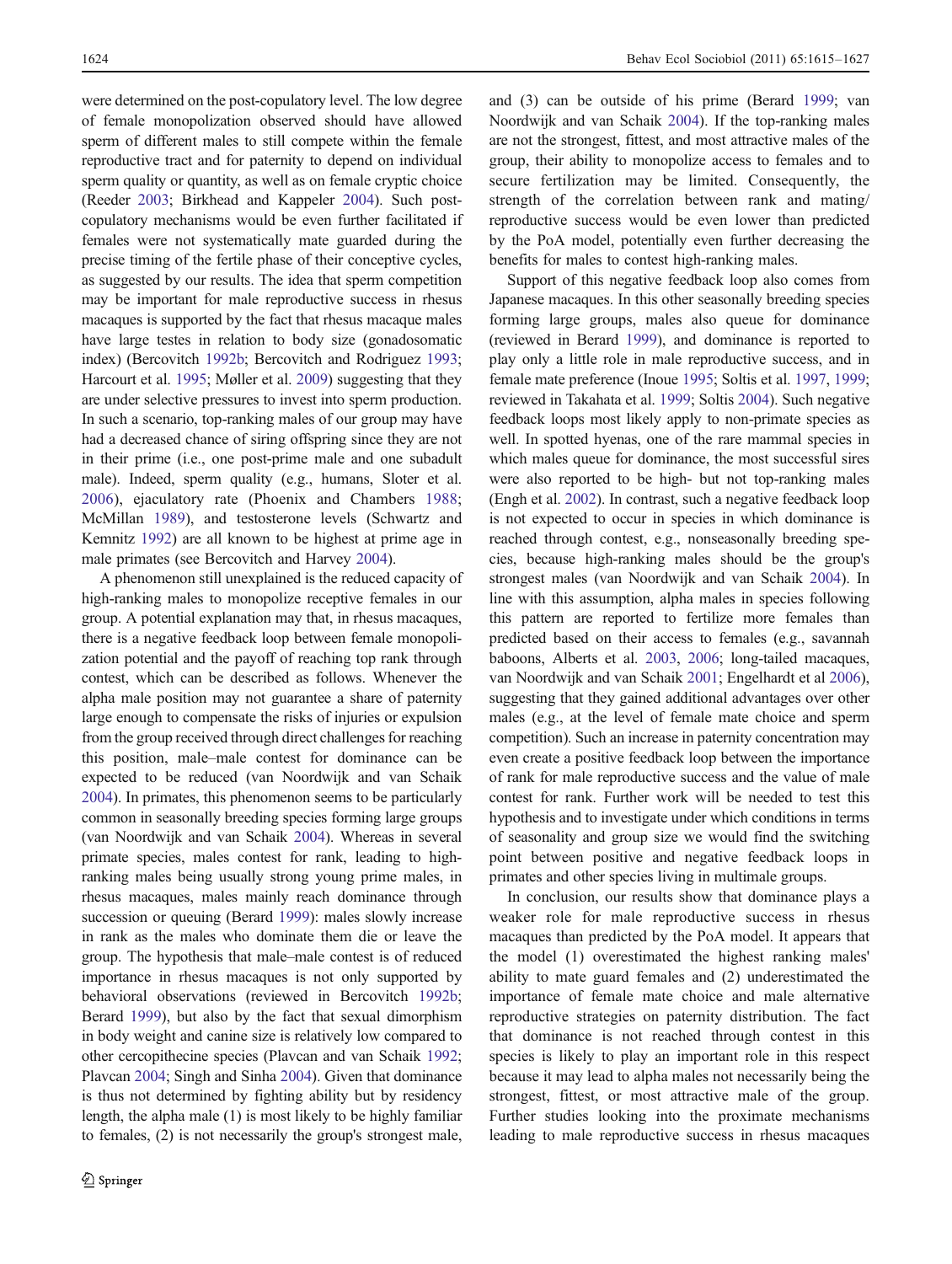were determined on the post-copulatory level. The low degree of female monopolization observed should have allowed sperm of different males to still compete within the female reproductive tract and for paternity to depend on individual sperm quality or quantity, as well as on female cryptic choice (Reeder 2003; Birkhead and Kappeler 2004). Such post-copulatory mechanisms would be even further facilitated if females were not systematically mate guarded during the precise timing of the fertile phase of their conceptive cycles, as suggested by our results. The idea that sperm competition may be important for male reproductive success in rhesus macaques is supported by the fact that rhesus macaque males have large testes in relation to body size (gonadosomatic index) (Bercovitch 1992b; Bercovitch and Rodriguez 1993; Harcourt et al. 1995; Møller et al. 2009) suggesting that they are under selective pressures to invest into sperm production. In such a scenario, top-ranking males of our group may have had a decreased chance of siring offspring since they are not in their prime (i.e., one post-prime male and one subadult male). Indeed, sperm quality (e.g., humans, Sloter et al. 2006), ejaculatory rate (Phoenix and Chambers 1988; McMillan 1989), and testosterone levels (Schwartz and Kemnitz 1992) are all known to be highest at prime age in male primates (see Bercovitch and Harvey 2004).

A phenomenon still unexplained is the reduced capacity of high-ranking males to monopolize receptive females in our group. A potential explanation may that, in rhesus macaques, there is a negative feedback loop between female monopolization potential and the payoff of reaching top rank through contest, which can be described as follows. Whenever the alpha male position may not guarantee a share of paternity large enough to compensate the risks of injuries or expulsion from the group received through direct challenges for reaching this position, male–male contest for dominance can be expected to be reduced (van Noordwijk and van Schaik 2004). In primates, this phenomenon seems to be particularly common in seasonally breeding species forming large groups (van Noordwijk and van Schaik 2004). Whereas in several primate species, males contest for rank, leading to high-ranking males being usually strong young prime males, in rhesus macaques, males mainly reach dominance through succession or queuing (Berard 1999): males slowly increase in rank as the males who dominate them die or leave the group. The hypothesis that male–male contest is of reduced importance in rhesus macaques is not only supported by behavioral observations (reviewed in Bercovitch 1992b; Berard 1999), but also by the fact that sexual dimorphism in body weight and canine size is relatively low compared to other cercopithecine species (Plavcan and van Schaik 1992; Plavcan 2004; Singh and Sinha 2004). Given that dominance is thus not determined by fighting ability but by residency length, the alpha male (1) is most likely to be highly familiar to females, (2) is not necessarily the group's strongest male, and (3) can be outside of his prime (Berard 1999; van Noordwijk and van Schaik 2004). If the top-ranking males are not the strongest, fittest, and most attractive males of the group, their ability to monopolize access to females and to secure fertilization may be limited. Consequently, the strength of the correlation between rank and mating/reproductive success would be even lower than predicted by the PoA model, potentially even further decreasing the benefits for males to contest high-ranking males.

Support of this negative feedback loop also comes from Japanese macaques. In this other seasonally breeding species forming large groups, males also queue for dominance (reviewed in Berard 1999), and dominance is reported to play only a little role in male reproductive success, and in female mate preference (Inoue 1995; Soltis et al. 1997, 1999; reviewed in Takahata et al. 1999; Soltis 2004). Such negative feedback loops most likely apply to non-primate species as well. In spotted hyenas, one of the rare mammal species in which males queue for dominance, the most successful sires were also reported to be high- but not top-ranking males (Engh et al. 2002). In contrast, such a negative feedback loop is not expected to occur in species in which dominance is reached through contest, e.g., nonseasonally breeding species, because high-ranking males should be the group's strongest males (van Noordwijk and van Schaik 2004). In line with this assumption, alpha males in species following this pattern are reported to fertilize more females than predicted based on their access to females (e.g., savannah baboons, Alberts et al. 2003, 2006; long-tailed macaques, van Noordwijk and van Schaik 2001; Engelhardt et al 2006), suggesting that they gained additional advantages over other males (e.g., at the level of female mate choice and sperm competition). Such an increase in paternity concentration may even create a positive feedback loop between the importance of rank for male reproductive success and the value of male contest for rank. Further work will be needed to test this hypothesis and to investigate under which conditions in terms of seasonality and group size we would find the switching point between positive and negative feedback loops in primates and other species living in multimale groups.

In conclusion, our results show that dominance plays a weaker role for male reproductive success in rhesus macaques than predicted by the PoA model. It appears that the model (1) overestimated the highest ranking males' ability to mate guard females and (2) underestimated the importance of female mate choice and male alternative reproductive strategies on paternity distribution. The fact that dominance is not reached through contest in this species is likely to play an important role in this respect because it may lead to alpha males not necessarily being the strongest, fittest, or most attractive male of the group. Further studies looking into the proximate mechanisms leading to male reproductive success in rhesus macaques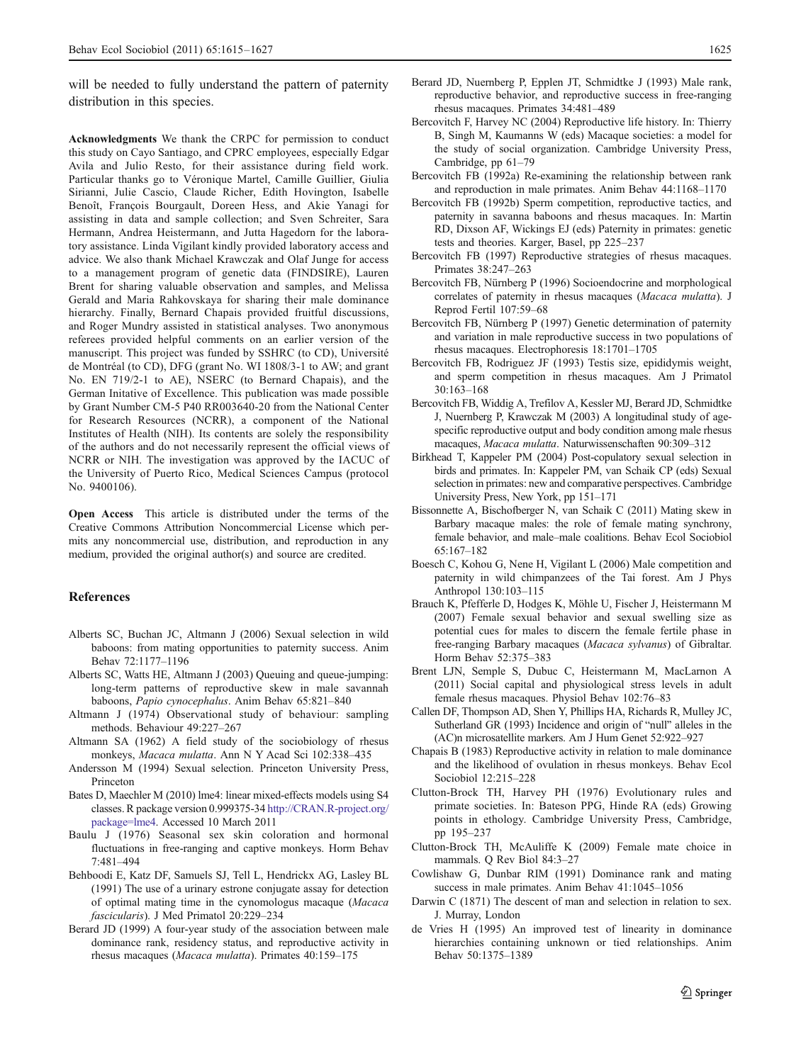will be needed to fully understand the pattern of paternity distribution in this species.

**Acknowledgments** We thank the CRPC for permission to conduct this study on Cayo Santiago, and CPRC employees, especially Edgar Avila and Julio Resto, for their assistance during field work. Particular thanks go to Véronique Martel, Camille Guillier, Giulia Sirianni, Julie Cascio, Claude Richer, Edith Hovington, Isabelle Benoît, François Bourgault, Doreen Hess, and Akie Yanagi for assisting in data and sample collection; and Sven Schreiter, Sara Hermann, Andrea Heistermann, and Jutta Hagedorn for the laboratory assistance. Linda Vigilant kindly provided laboratory access and advice. We also thank Michael Krawczak and Olaf Junge for access to a management program of genetic data (FINDSIRE), Lauren Brent for sharing valuable observation and samples, and Melissa Gerald and Maria Rahkovskaya for sharing their male dominance hierarchy. Finally, Bernard Chapais provided fruitful discussions, and Roger Mundry assisted in statistical analyses. Two anonymous referees provided helpful comments on an earlier version of the manuscript. This project was funded by SSHRC (to CD), Université de Montréal (to CD), DFG (grant No. WI 1808/3-1 to AW; and grant No. EN 719/2-1 to AE), NSERC (to Bernard Chapais), and the German Initative of Excellence. This publication was made possible by Grant Number CM-5 P40 RR003640-20 from the National Center for Research Resources (NCRR), a component of the National Institutes of Health (NIH). Its contents are solely the responsibility of the authors and do not necessarily represent the official views of NCRR or NIH. The investigation was approved by the IACUC of the University of Puerto Rico, Medical Sciences Campus (protocol No. 9400106).

**Open Access** This article is distributed under the terms of the Creative Commons Attribution Noncommercial License which permits any noncommercial use, distribution, and reproduction in any medium, provided the original author(s) and source are credited.

## References

Alberts SC, Buchan JC, Altmann J (2006) Sexual selection in wild baboons: from mating opportunities to paternity success. Anim Behav 72:1177–1196

Alberts SC, Watts HE, Altmann J (2003) Queuing and queue-jumping: long-term patterns of reproductive skew in male savannah baboons, *Papio cynocephalus*. Anim Behav 65:821–840

Altmann J (1974) Observational study of behaviour: sampling methods. Behaviour 49:227–267

Altmann SA (1962) A field study of the sociobiology of rhesus monkeys, *Macaca mulatta*. Ann N Y Acad Sci 102:338–435

Andersson M (1994) Sexual selection. Princeton University Press, Princeton

Bates D, Maechler M (2010) lme4: linear mixed-effects models using S4 classes. R package version 0.999375-34 http://CRAN.R-project.org/package=lme4. Accessed 10 March 2011

Baulu J (1976) Seasonal sex skin coloration and hormonal fluctuations in free-ranging and captive monkeys. Horm Behav 7:481–494

Behboodi E, Katz DF, Samuels SJ, Tell L, Hendrickx AG, Lasley BL (1991) The use of a urinary estrone conjugate assay for detection of optimal mating time in the cynomologus macaque (*Macaca fascicularis*). J Med Primatol 20:229–234

Berard JD (1999) A four-year study of the association between male dominance rank, residency status, and reproductive activity in rhesus macaques (*Macaca mulatta*). Primates 40:159–175

Berard JD, Nuernberg P, Epplen JT, Schmidtke J (1993) Male rank, reproductive behavior, and reproductive success in free-ranging rhesus macaques. Primates 34:481–489

Bercovitch F, Harvey NC (2004) Reproductive life history. In: Thierry B, Singh M, Kaumanns W (eds) Macaque societies: a model for the study of social organization. Cambridge University Press, Cambridge, pp 61–79

Bercovitch FB (1992a) Re-examining the relationship between rank and reproduction in male primates. Anim Behav 44:1168–1170

Bercovitch FB (1992b) Sperm competition, reproductive tactics, and paternity in savanna baboons and rhesus macaques. In: Martin RD, Dixson AF, Wickings EJ (eds) Paternity in primates: genetic tests and theories. Karger, Basel, pp 225–237

Bercovitch FB (1997) Reproductive strategies of rhesus macaques. Primates 38:247–263

Bercovitch FB, Nürnberg P (1996) Socioendocrine and morphological correlates of paternity in rhesus macaques (*Macaca mulatta*). J Reprod Fertil 107:59–68

Bercovitch FB, Nürnberg P (1997) Genetic determination of paternity and variation in male reproductive success in two populations of rhesus macaques. Electrophoresis 18:1701–1705

Bercovitch FB, Rodriguez JF (1993) Testis size, epididymis weight, and sperm competition in rhesus macaques. Am J Primatol 30:163–168

Bercovitch FB, Widdig A, Trefilov A, Kessler MJ, Berard JD, Schmidtke J, Nuernberg P, Krawczak M (2003) A longitudinal study of age-specific reproductive output and body condition among male rhesus macaques, *Macaca mulatta*. Naturwissenschaften 90:309–312

Birkhead T, Kappeler PM (2004) Post-copulatory sexual selection in birds and primates. In: Kappeler PM, van Schaik CP (eds) Sexual selection in primates: new and comparative perspectives. Cambridge University Press, New York, pp 151–171

Bissonnette A, Bischofberger N, van Schaik C (2011) Mating skew in Barbary macaque males: the role of female mating synchrony, female behavior, and male–male coalitions. Behav Ecol Sociobiol 65:167–182

Boesch C, Kohou G, Nene H, Vigilant L (2006) Male competition and paternity in wild chimpanzees of the Tai forest. Am J Phys Anthropol 130:103–115

Brauch K, Pfefferle D, Hodges K, Möhle U, Fischer J, Heistermann M (2007) Female sexual behavior and sexual swelling size as potential cues for males to discern the female fertile phase in free-ranging Barbary macaques (*Macaca sylvanus*) of Gibraltar. Horm Behav 52:375–383

Brent LJN, Semple S, Dubuc C, Heistermann M, MacLarnon A (2011) Social capital and physiological stress levels in adult female rhesus macaques. Physiol Behav 102:76–83

Callen DF, Thompson AD, Shen Y, Phillips HA, Richards R, Mulley JC, Sutherland GR (1993) Incidence and origin of "null" alleles in the (AC)n microsatellite markers. Am J Hum Genet 52:922–927

Chapais B (1983) Reproductive activity in relation to male dominance and the likelihood of ovulation in rhesus monkeys. Behav Ecol Sociobiol 12:215–228

Clutton-Brock TH, Harvey PH (1976) Evolutionary rules and primate societies. In: Bateson PPG, Hinde RA (eds) Growing points in ethology. Cambridge University Press, Cambridge, pp 195–237

Clutton-Brock TH, McAuliffe K (2009) Female mate choice in mammals. Q Rev Biol 84:3–27

Cowlishaw G, Dunbar RIM (1991) Dominance rank and mating success in male primates. Anim Behav 41:1045–1056

Darwin C (1871) The descent of man and selection in relation to sex. J. Murray, London

de Vries H (1995) An improved test of linearity in dominance hierarchies containing unknown or tied relationships. Anim Behav 50:1375–1389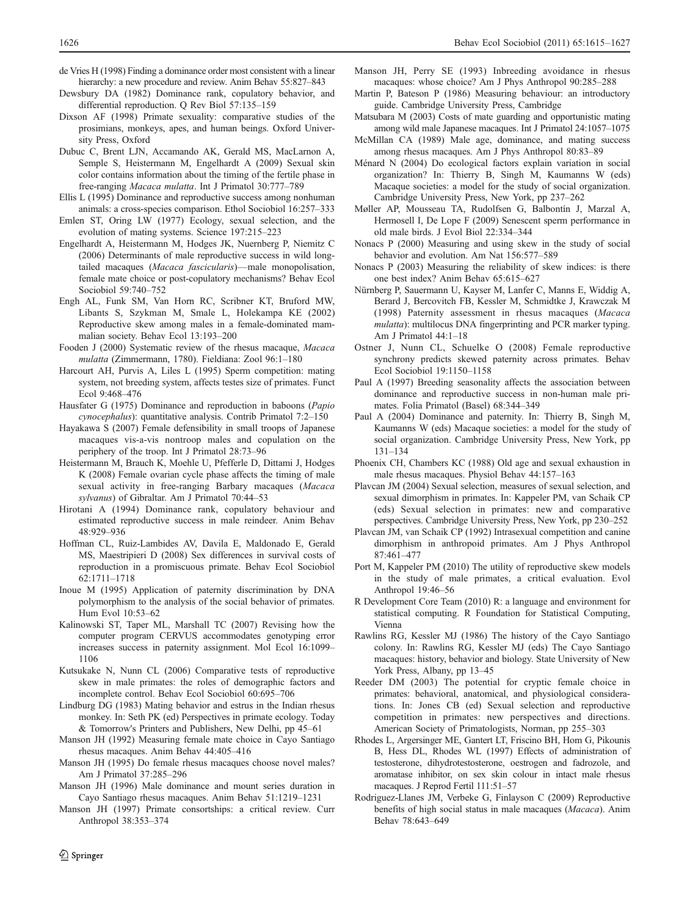de Vries H (1998) Finding a dominance order most consistent with a linear hierarchy: a new procedure and review. Anim Behav 55:827–843

Dewsbury DA (1982) Dominance rank, copulatory behavior, and differential reproduction. Q Rev Biol 57:135–159

Dixson AF (1998) Primate sexuality: comparative studies of the prosimians, monkeys, apes, and human beings. Oxford University Press, Oxford

Dubuc C, Brent LJN, Accamando AK, Gerald MS, MacLarnon A, Semple S, Heistermann M, Engelhardt A (2009) Sexual skin color contains information about the timing of the fertile phase in free-ranging *Macaca mulatta*. Int J Primatol 30:777–789

Ellis L (1995) Dominance and reproductive success among nonhuman animals: a cross-species comparison. Ethol Sociobiol 16:257–333

Emlen ST, Oring LW (1977) Ecology, sexual selection, and the evolution of mating systems. Science 197:215–223

Engelhardt A, Heistermann M, Hodges JK, Nuernberg P, Niemitz C (2006) Determinants of male reproductive success in wild long-tailed macaques (*Macaca fascicularis*)—male monopolisation, female mate choice or post-copulatory mechanisms? Behav Ecol Sociobiol 59:740–752

Engh AL, Funk SM, Van Horn RC, Scribner KT, Bruford MW, Libants S, Szykman M, Smale L, Holekampa KE (2002) Reproductive skew among males in a female-dominated mammalian society. Behav Ecol 13:193–200

Fooden J (2000) Systematic review of the rhesus macaque, *Macaca mulatta* (Zimmermann, 1780). Fieldiana: Zool 96:1–180

Harcourt AH, Purvis A, Liles L (1995) Sperm competition: mating system, not breeding system, affects testes size of primates. Funct Ecol 9:468–476

Hausfater G (1975) Dominance and reproduction in baboons (*Papio cynocephalus*): quantitative analysis. Contrib Primatol 7:2–150

Hayakawa S (2007) Female defensibility in small troops of Japanese macaques vis-a-vis nontroop males and copulation on the periphery of the troop. Int J Primatol 28:73–96

Heistermann M, Brauch K, Moehle U, Pfefferle D, Dittami J, Hodges K (2008) Female ovarian cycle phase affects the timing of male sexual activity in free-ranging Barbary macaques (*Macaca sylvanus*) of Gibraltar. Am J Primatol 70:44–53

Hirotani A (1994) Dominance rank, copulatory behaviour and estimated reproductive success in male reindeer. Anim Behav 48:929–936

Hoffman CL, Ruiz-Lambides AV, Davila E, Maldonado E, Gerald MS, Maestripieri D (2008) Sex differences in survival costs of reproduction in a promiscuous primate. Behav Ecol Sociobiol 62:1711–1718

Inoue M (1995) Application of paternity discrimination by DNA polymorphism to the analysis of the social behavior of primates. Hum Evol 10:53–62

Kalinowski ST, Taper ML, Marshall TC (2007) Revising how the computer program CERVUS accommodates genotyping error increases success in paternity assignment. Mol Ecol 16:1099–1106

Kutsukake N, Nunn CL (2006) Comparative tests of reproductive skew in male primates: the roles of demographic factors and incomplete control. Behav Ecol Sociobiol 60:695–706

Lindburg DG (1983) Mating behavior and estrus in the Indian rhesus monkey. In: Seth PK (ed) Perspectives in primate ecology. Today & Tomorrow's Printers and Publishers, New Delhi, pp 45–61

Manson JH (1992) Measuring female mate choice in Cayo Santiago rhesus macaques. Anim Behav 44:405–416

Manson JH (1995) Do female rhesus macaques choose novel males? Am J Primatol 37:285–296

Manson JH (1996) Male dominance and mount series duration in Cayo Santiago rhesus macaques. Anim Behav 51:1219–1231

Manson JH (1997) Primate consortships: a critical review. Curr Anthropol 38:353–374

Manson JH, Perry SE (1993) Inbreeding avoidance in rhesus macaques: whose choice? Am J Phys Anthropol 90:285–288

Martin P, Bateson P (1986) Measuring behaviour: an introductory guide. Cambridge University Press, Cambridge

Matsubara M (2003) Costs of mate guarding and opportunistic mating among wild male Japanese macaques. Int J Primatol 24:1057–1075

McMillan CA (1989) Male age, dominance, and mating success among rhesus macaques. Am J Phys Anthropol 80:83–89

Ménard N (2004) Do ecological factors explain variation in social organization? In: Thierry B, Singh M, Kaumanns W (eds) Macaque societies: a model for the study of social organization. Cambridge University Press, New York, pp 237–262

Møller AP, Mousseau TA, Rudolfsen G, Balbontín J, Marzal A, Hermosell I, De Lope F (2009) Senescent sperm performance in old male birds. J Evol Biol 22:334–344

Nonacs P (2000) Measuring and using skew in the study of social behavior and evolution. Am Nat 156:577–589

Nonacs P (2003) Measuring the reliability of skew indices: is there one best index? Anim Behav 65:615–627

Nürnberg P, Sauermann U, Kayser M, Lanfer C, Manns E, Widdig A, Berard J, Bercovitch FB, Kessler M, Schmidtke J, Krawczak M (1998) Paternity assessment in rhesus macaques (*Macaca mulatta*): multilocus DNA fingerprinting and PCR marker typing. Am J Primatol 44:1–18

Ostner J, Nunn CL, Schuelke O (2008) Female reproductive synchrony predicts skewed paternity across primates. Behav Ecol Sociobiol 19:1150–1158

Paul A (1997) Breeding seasonality affects the association between dominance and reproductive success in non-human male primates. Folia Primatol (Basel) 68:344–349

Paul A (2004) Dominance and paternity. In: Thierry B, Singh M, Kaumanns W (eds) Macaque societies: a model for the study of social organization. Cambridge University Press, New York, pp 131–134

Phoenix CH, Chambers KC (1988) Old age and sexual exhaustion in male rhesus macaques. Physiol Behav 44:157–163

Plavcan JM (2004) Sexual selection, measures of sexual selection, and sexual dimorphism in primates. In: Kappeler PM, van Schaik CP (eds) Sexual selection in primates: new and comparative perspectives. Cambridge University Press, New York, pp 230–252

Plavcan JM, van Schaik CP (1992) Intrasexual competition and canine dimorphism in anthropoid primates. Am J Phys Anthropol 87:461–477

Port M, Kappeler PM (2010) The utility of reproductive skew models in the study of male primates, a critical evaluation. Evol Anthropol 19:46–56

R Development Core Team (2010) R: a language and environment for statistical computing. R Foundation for Statistical Computing, Vienna

Rawlins RG, Kessler MJ (1986) The history of the Cayo Santiago colony. In: Rawlins RG, Kessler MJ (eds) The Cayo Santiago macaques: history, behavior and biology. State University of New York Press, Albany, pp 13–45

Reeder DM (2003) The potential for cryptic female choice in primates: behavioral, anatomical, and physiological considerations. In: Jones CB (ed) Sexual selection and reproductive competition in primates: new perspectives and directions. American Society of Primatologists, Norman, pp 255–303

Rhodes L, Argersinger ME, Gantert LT, Friscino BH, Hom G, Pikounis B, Hess DL, Rhodes WL (1997) Effects of administration of testosterone, dihydrotestosterone, oestrogen and fadrozole, and aromatase inhibitor, on sex skin colour in intact male rhesus macaques. J Reprod Fertil 111:51–57

Rodriguez-Llanes JM, Verbeke G, Finlayson C (2009) Reproductive benefits of high social status in male macaques (*Macaca*). Anim Behav 78:643–649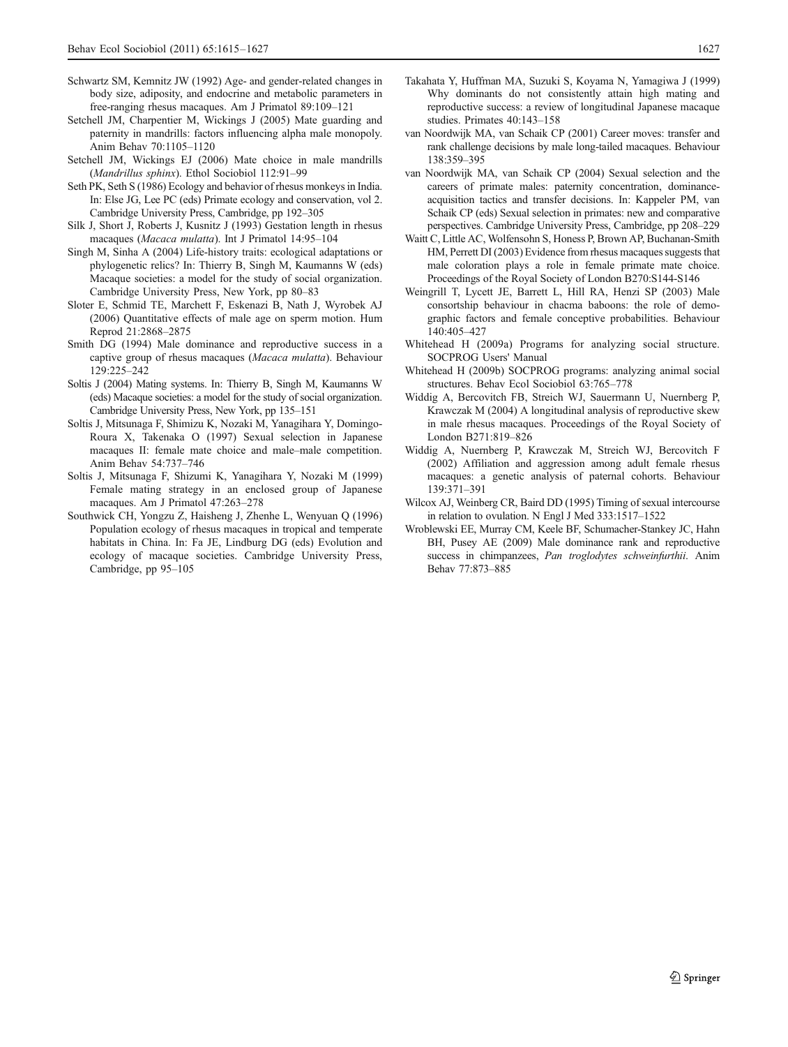Schwartz SM, Kemnitz JW (1992) Age- and gender-related changes in body size, adiposity, and endocrine and metabolic parameters in free-ranging rhesus macaques. Am J Primatol 89:109–121

Setchell JM, Charpentier M, Wickings J (2005) Mate guarding and paternity in mandrills: factors influencing alpha male monopoly. Anim Behav 70:1105–1120

Setchell JM, Wickings EJ (2006) Mate choice in male mandrills (*Mandrillus sphinx*). Ethol Sociobiol 112:91–99

Seth PK, Seth S (1986) Ecology and behavior of rhesus monkeys in India. In: Else JG, Lee PC (eds) Primate ecology and conservation, vol 2. Cambridge University Press, Cambridge, pp 192–305

Silk J, Short J, Roberts J, Kusnitz J (1993) Gestation length in rhesus macaques (*Macaca mulatta*). Int J Primatol 14:95–104

Singh M, Sinha A (2004) Life-history traits: ecological adaptations or phylogenetic relics? In: Thierry B, Singh M, Kaumanns W (eds) Macaque societies: a model for the study of social organization. Cambridge University Press, New York, pp 80–83

Sloter E, Schmid TE, Marchett F, Eskenazi B, Nath J, Wyrobek AJ (2006) Quantitative effects of male age on sperm motion. Hum Reprod 21:2868–2875

Smith DG (1994) Male dominance and reproductive success in a captive group of rhesus macaques (*Macaca mulatta*). Behaviour 129:225–242

Soltis J (2004) Mating systems. In: Thierry B, Singh M, Kaumanns W (eds) Macaque societies: a model for the study of social organization. Cambridge University Press, New York, pp 135–151

Soltis J, Mitsunaga F, Shimizu K, Nozaki M, Yanagihara Y, Domingo-Roura X, Takenaka O (1997) Sexual selection in Japanese macaques II: female mate choice and male–male competition. Anim Behav 54:737–746

Soltis J, Mitsunaga F, Shizumi K, Yanagihara Y, Nozaki M (1999) Female mating strategy in an enclosed group of Japanese macaques. Am J Primatol 47:263–278

Southwick CH, Yongzu Z, Haisheng J, Zhenhe L, Wenyuan Q (1996) Population ecology of rhesus macaques in tropical and temperate habitats in China. In: Fa JE, Lindburg DG (eds) Evolution and ecology of macaque societies. Cambridge University Press, Cambridge, pp 95–105

Takahata Y, Huffman MA, Suzuki S, Koyama N, Yamagiwa J (1999) Why dominants do not consistently attain high mating and reproductive success: a review of longitudinal Japanese macaque studies. Primates 40:143–158

van Noordwijk MA, van Schaik CP (2001) Career moves: transfer and rank challenge decisions by male long-tailed macaques. Behaviour 138:359–395

van Noordwijk MA, van Schaik CP (2004) Sexual selection and the careers of primate males: paternity concentration, dominance-acquisition tactics and transfer decisions. In: Kappeler PM, van Schaik CP (eds) Sexual selection in primates: new and comparative perspectives. Cambridge University Press, Cambridge, pp 208–229

Waitt C, Little AC, Wolfensohn S, Honess P, Brown AP, Buchanan-Smith HM, Perrett DI (2003) Evidence from rhesus macaques suggests that male coloration plays a role in female primate mate choice. Proceedings of the Royal Society of London B270:S144-S146

Weingrill T, Lycett JE, Barrett L, Hill RA, Henzi SP (2003) Male consortship behaviour in chacma baboons: the role of demographic factors and female conceptive probabilities. Behaviour 140:405–427

Whitehead H (2009a) Programs for analyzing social structure. SOCPROG Users' Manual

Whitehead H (2009b) SOCPROG programs: analyzing animal social structures. Behav Ecol Sociobiol 63:765–778

Widdig A, Bercovitch FB, Streich WJ, Sauermann U, Nuernberg P, Krawczak M (2004) A longitudinal analysis of reproductive skew in male rhesus macaques. Proceedings of the Royal Society of London B271:819–826

Widdig A, Nuernberg P, Krawczak M, Streich WJ, Bercovitch F (2002) Affiliation and aggression among adult female rhesus macaques: a genetic analysis of paternal cohorts. Behaviour 139:371–391

Wilcox AJ, Weinberg CR, Baird DD (1995) Timing of sexual intercourse in relation to ovulation. N Engl J Med 333:1517–1522

Wroblewski EE, Murray CM, Keele BF, Schumacher-Stankey JC, Hahn BH, Pusey AE (2009) Male dominance rank and reproductive success in chimpanzees, *Pan troglodytes schweinfurthii*. Anim Behav 77:873–885